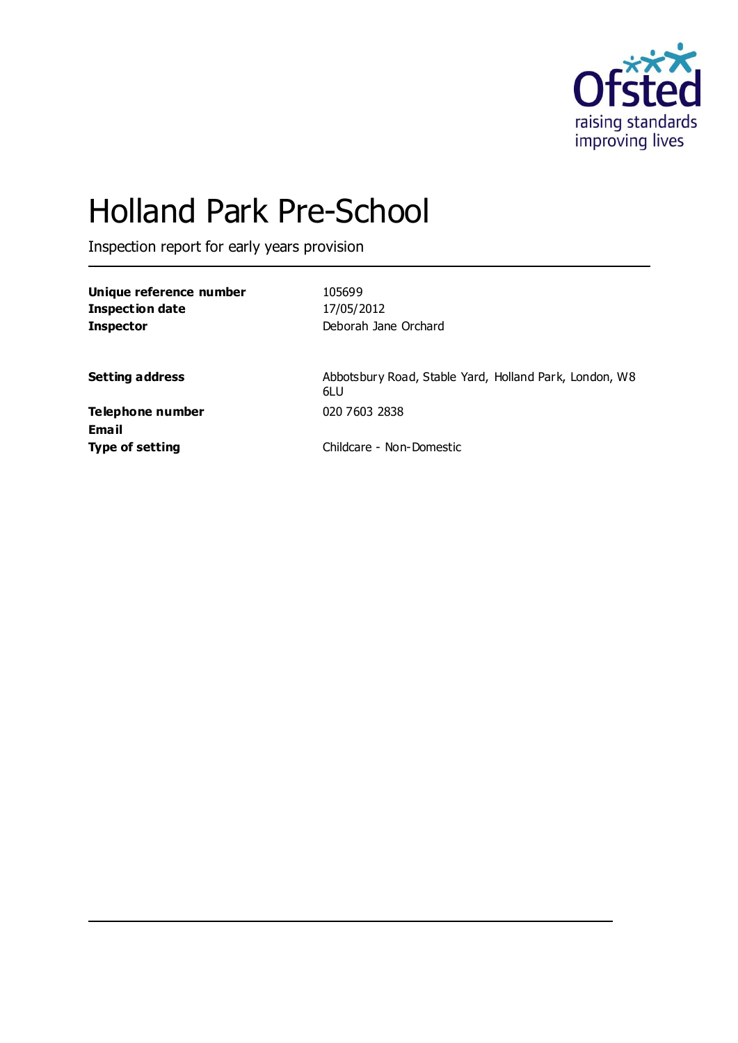# Holland Park Pre-School

Inspection report for early years provision

| | |
|---|---|
| **Unique reference number** | 105699 |
| **Inspection date** | 17/05/2012 |
| **Inspector** | Deborah Jane Orchard |
| | |
| **Setting address** | Abbotsbury Road, Stable Yard, Holland Park, London, W8 6LU |
| **Telephone number** | 020 7603 2838 |
| **Email** | |
| **Type of setting** | Childcare - Non-Domestic |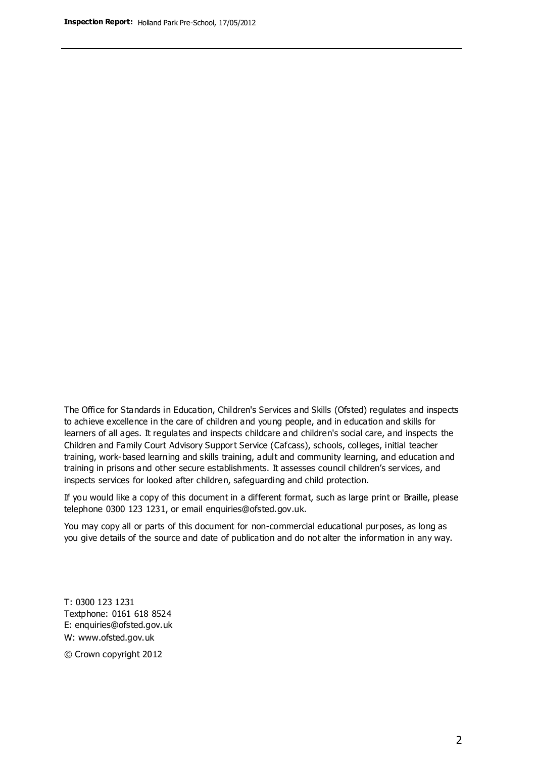The Office for Standards in Education, Children's Services and Skills (Ofsted) regulates and inspects to achieve excellence in the care of children and young people, and in education and skills for learners of all ages. It regulates and inspects childcare and children's social care, and inspects the Children and Family Court Advisory Support Service (Cafcass), schools, colleges, initial teacher training, work-based learning and skills training, adult and community learning, and education and training in prisons and other secure establishments. It assesses council children's services, and inspects services for looked after children, safeguarding and child protection.

If you would like a copy of this document in a different format, such as large print or Braille, please telephone 0300 123 1231, or email enquiries@ofsted.gov.uk.

You may copy all or parts of this document for non-commercial educational purposes, as long as you give details of the source and date of publication and do not alter the information in any way.

T: 0300 123 1231
Textphone: 0161 618 8524
E: enquiries@ofsted.gov.uk
W: www.ofsted.gov.uk

© Crown copyright 2012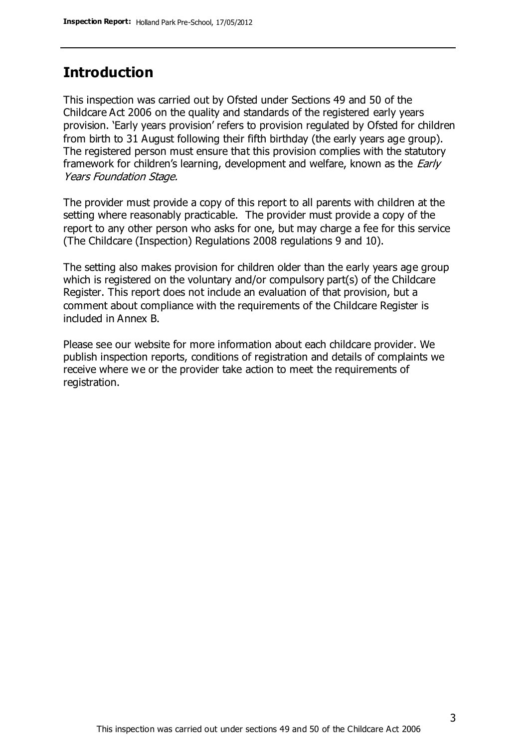## Introduction

This inspection was carried out by Ofsted under Sections 49 and 50 of the Childcare Act 2006 on the quality and standards of the registered early years provision. 'Early years provision' refers to provision regulated by Ofsted for children from birth to 31 August following their fifth birthday (the early years age group). The registered person must ensure that this provision complies with the statutory framework for children's learning, development and welfare, known as the *Early Years Foundation Stage*.

The provider must provide a copy of this report to all parents with children at the setting where reasonably practicable. The provider must provide a copy of the report to any other person who asks for one, but may charge a fee for this service (The Childcare (Inspection) Regulations 2008 regulations 9 and 10).

The setting also makes provision for children older than the early years age group which is registered on the voluntary and/or compulsory part(s) of the Childcare Register. This report does not include an evaluation of that provision, but a comment about compliance with the requirements of the Childcare Register is included in Annex B.

Please see our website for more information about each childcare provider. We publish inspection reports, conditions of registration and details of complaints we receive where we or the provider take action to meet the requirements of registration.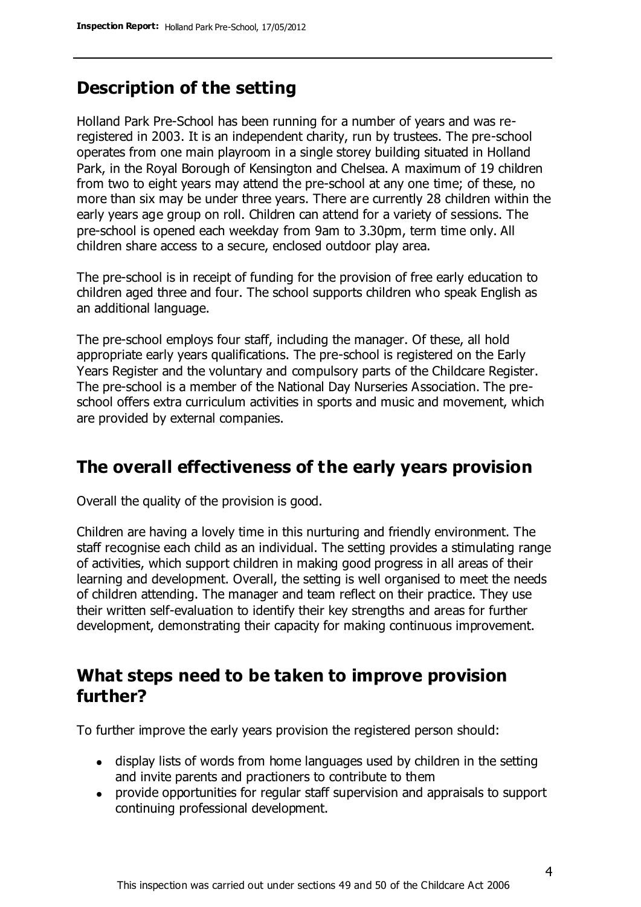## Description of the setting

Holland Park Pre-School has been running for a number of years and was re-registered in 2003. It is an independent charity, run by trustees. The pre-school operates from one main playroom in a single storey building situated in Holland Park, in the Royal Borough of Kensington and Chelsea. A maximum of 19 children from two to eight years may attend the pre-school at any one time; of these, no more than six may be under three years. There are currently 28 children within the early years age group on roll. Children can attend for a variety of sessions. The pre-school is opened each weekday from 9am to 3.30pm, term time only. All children share access to a secure, enclosed outdoor play area.

The pre-school is in receipt of funding for the provision of free early education to children aged three and four. The school supports children who speak English as an additional language.

The pre-school employs four staff, including the manager. Of these, all hold appropriate early years qualifications. The pre-school is registered on the Early Years Register and the voluntary and compulsory parts of the Childcare Register. The pre-school is a member of the National Day Nurseries Association. The pre-school offers extra curriculum activities in sports and music and movement, which are provided by external companies.

## The overall effectiveness of the early years provision

Overall the quality of the provision is good.

Children are having a lovely time in this nurturing and friendly environment. The staff recognise each child as an individual. The setting provides a stimulating range of activities, which support children in making good progress in all areas of their learning and development. Overall, the setting is well organised to meet the needs of children attending. The manager and team reflect on their practice. They use their written self-evaluation to identify their key strengths and areas for further development, demonstrating their capacity for making continuous improvement.

## What steps need to be taken to improve provision further?

To further improve the early years provision the registered person should:

- display lists of words from home languages used by children in the setting and invite parents and practioners to contribute to them
- provide opportunities for regular staff supervision and appraisals to support continuing professional development.

This inspection was carried out under sections 49 and 50 of the Childcare Act 2006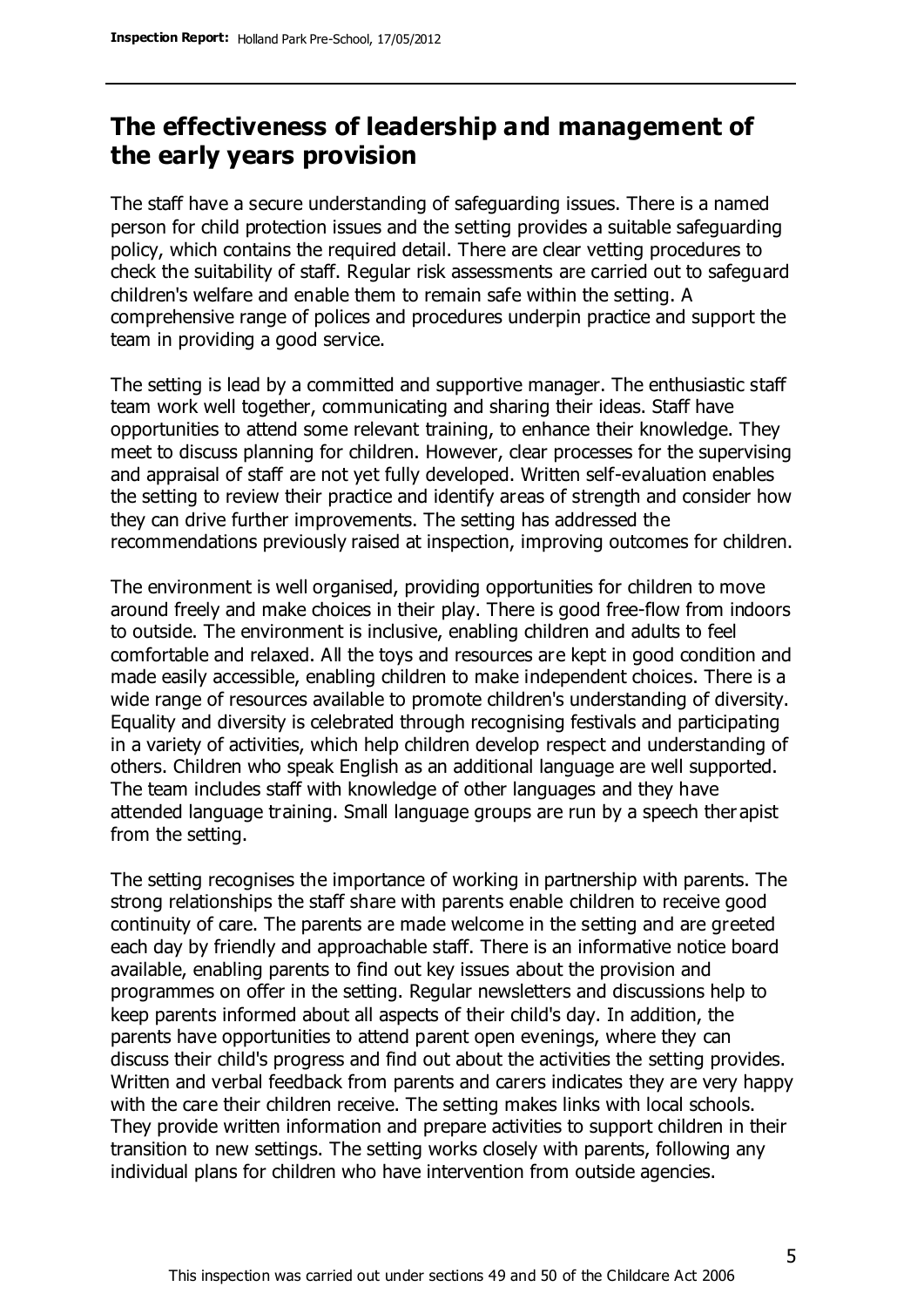## The effectiveness of leadership and management of the early years provision

The staff have a secure understanding of safeguarding issues. There is a named person for child protection issues and the setting provides a suitable safeguarding policy, which contains the required detail. There are clear vetting procedures to check the suitability of staff. Regular risk assessments are carried out to safeguard children's welfare and enable them to remain safe within the setting. A comprehensive range of polices and procedures underpin practice and support the team in providing a good service.

The setting is lead by a committed and supportive manager. The enthusiastic staff team work well together, communicating and sharing their ideas. Staff have opportunities to attend some relevant training, to enhance their knowledge. They meet to discuss planning for children. However, clear processes for the supervising and appraisal of staff are not yet fully developed. Written self-evaluation enables the setting to review their practice and identify areas of strength and consider how they can drive further improvements. The setting has addressed the recommendations previously raised at inspection, improving outcomes for children.

The environment is well organised, providing opportunities for children to move around freely and make choices in their play. There is good free-flow from indoors to outside. The environment is inclusive, enabling children and adults to feel comfortable and relaxed. All the toys and resources are kept in good condition and made easily accessible, enabling children to make independent choices. There is a wide range of resources available to promote children's understanding of diversity. Equality and diversity is celebrated through recognising festivals and participating in a variety of activities, which help children develop respect and understanding of others. Children who speak English as an additional language are well supported. The team includes staff with knowledge of other languages and they have attended language training. Small language groups are run by a speech therapist from the setting.

The setting recognises the importance of working in partnership with parents. The strong relationships the staff share with parents enable children to receive good continuity of care. The parents are made welcome in the setting and are greeted each day by friendly and approachable staff. There is an informative notice board available, enabling parents to find out key issues about the provision and programmes on offer in the setting. Regular newsletters and discussions help to keep parents informed about all aspects of their child's day. In addition, the parents have opportunities to attend parent open evenings, where they can discuss their child's progress and find out about the activities the setting provides. Written and verbal feedback from parents and carers indicates they are very happy with the care their children receive. The setting makes links with local schools. They provide written information and prepare activities to support children in their transition to new settings. The setting works closely with parents, following any individual plans for children who have intervention from outside agencies.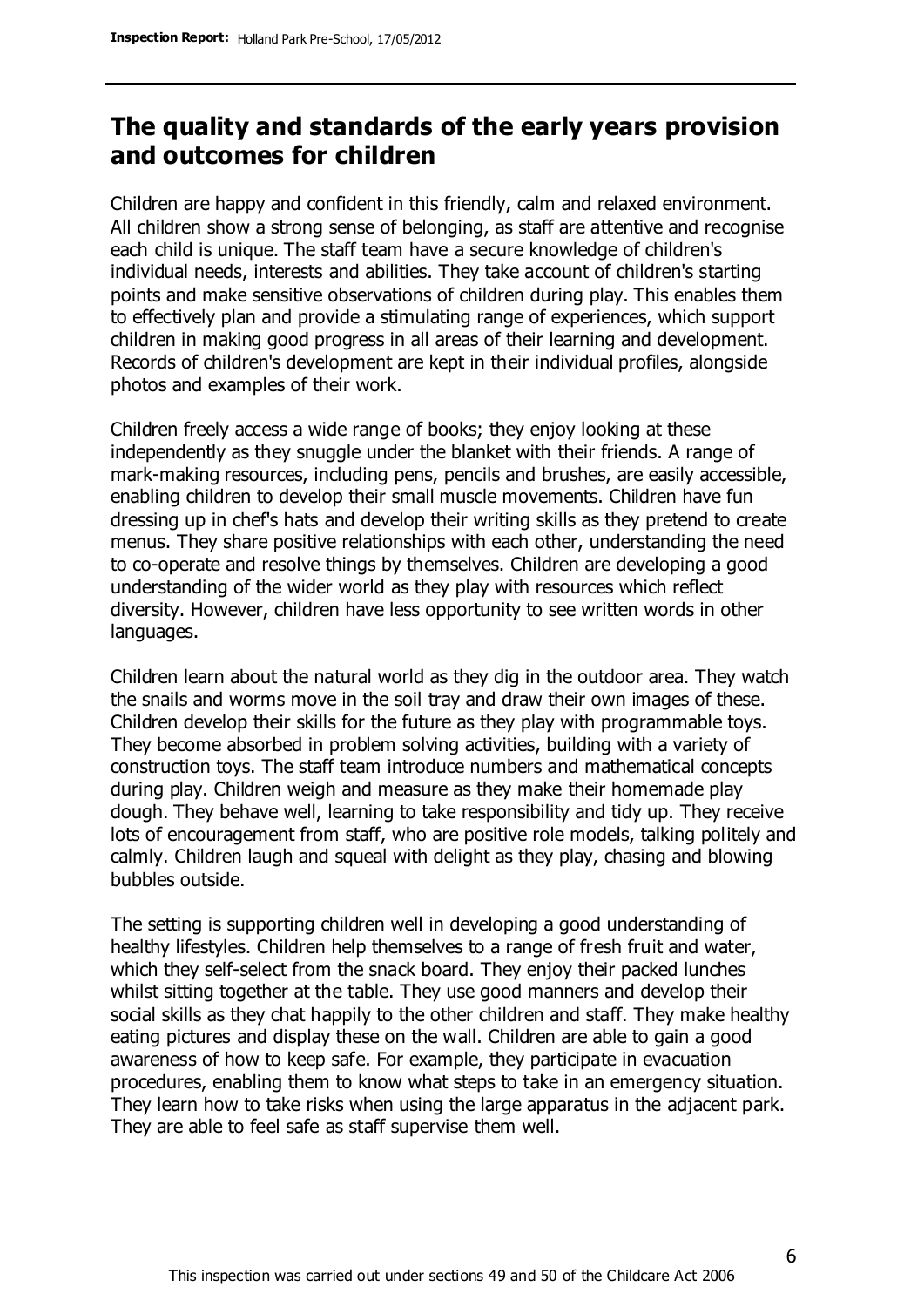## The quality and standards of the early years provision and outcomes for children

Children are happy and confident in this friendly, calm and relaxed environment. All children show a strong sense of belonging, as staff are attentive and recognise each child is unique. The staff team have a secure knowledge of children's individual needs, interests and abilities. They take account of children's starting points and make sensitive observations of children during play. This enables them to effectively plan and provide a stimulating range of experiences, which support children in making good progress in all areas of their learning and development. Records of children's development are kept in their individual profiles, alongside photos and examples of their work.

Children freely access a wide range of books; they enjoy looking at these independently as they snuggle under the blanket with their friends. A range of mark-making resources, including pens, pencils and brushes, are easily accessible, enabling children to develop their small muscle movements. Children have fun dressing up in chef's hats and develop their writing skills as they pretend to create menus. They share positive relationships with each other, understanding the need to co-operate and resolve things by themselves. Children are developing a good understanding of the wider world as they play with resources which reflect diversity. However, children have less opportunity to see written words in other languages.

Children learn about the natural world as they dig in the outdoor area. They watch the snails and worms move in the soil tray and draw their own images of these. Children develop their skills for the future as they play with programmable toys. They become absorbed in problem solving activities, building with a variety of construction toys. The staff team introduce numbers and mathematical concepts during play. Children weigh and measure as they make their homemade play dough. They behave well, learning to take responsibility and tidy up. They receive lots of encouragement from staff, who are positive role models, talking politely and calmly. Children laugh and squeal with delight as they play, chasing and blowing bubbles outside.

The setting is supporting children well in developing a good understanding of healthy lifestyles. Children help themselves to a range of fresh fruit and water, which they self-select from the snack board. They enjoy their packed lunches whilst sitting together at the table. They use good manners and develop their social skills as they chat happily to the other children and staff. They make healthy eating pictures and display these on the wall. Children are able to gain a good awareness of how to keep safe. For example, they participate in evacuation procedures, enabling them to know what steps to take in an emergency situation. They learn how to take risks when using the large apparatus in the adjacent park. They are able to feel safe as staff supervise them well.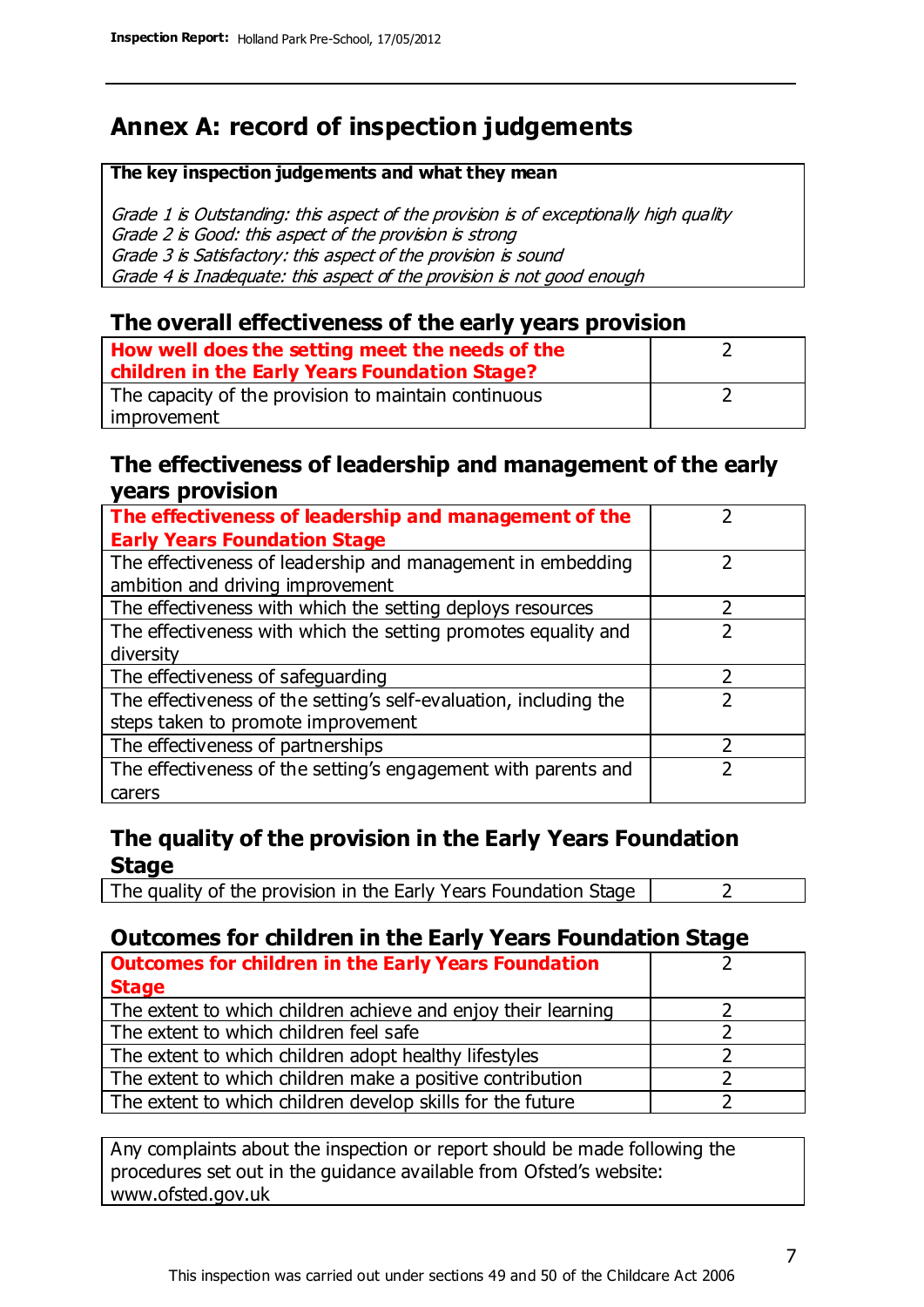# Annex A: record of inspection judgements

| The key inspection judgements and what they mean |
|---|
| *Grade 1 is Outstanding: this aspect of the provision is of exceptionally high quality*<br>*Grade 2 is Good: this aspect of the provision is strong*<br>*Grade 3 is Satisfactory: this aspect of the provision is sound*<br>*Grade 4 is Inadequate: this aspect of the provision is not good enough* |

## The overall effectiveness of the early years provision

| | |
|---|---|
| **How well does the setting meet the needs of the children in the Early Years Foundation Stage?** | 2 |
| The capacity of the provision to maintain continuous improvement | 2 |

## The effectiveness of leadership and management of the early years provision

| | |
|---|---|
| **The effectiveness of leadership and management of the Early Years Foundation Stage** | 2 |
| The effectiveness of leadership and management in embedding ambition and driving improvement | 2 |
| The effectiveness with which the setting deploys resources | 2 |
| The effectiveness with which the setting promotes equality and diversity | 2 |
| The effectiveness of safeguarding | 2 |
| The effectiveness of the setting's self-evaluation, including the steps taken to promote improvement | 2 |
| The effectiveness of partnerships | 2 |
| The effectiveness of the setting's engagement with parents and carers | 2 |

## The quality of the provision in the Early Years Foundation Stage

| | |
|---|---|
| The quality of the provision in the Early Years Foundation Stage | 2 |

## Outcomes for children in the Early Years Foundation Stage

| | |
|---|---|
| **Outcomes for children in the Early Years Foundation Stage** | 2 |
| The extent to which children achieve and enjoy their learning | 2 |
| The extent to which children feel safe | 2 |
| The extent to which children adopt healthy lifestyles | 2 |
| The extent to which children make a positive contribution | 2 |
| The extent to which children develop skills for the future | 2 |

Any complaints about the inspection or report should be made following the procedures set out in the guidance available from Ofsted's website: www.ofsted.gov.uk

This inspection was carried out under sections 49 and 50 of the Childcare Act 2006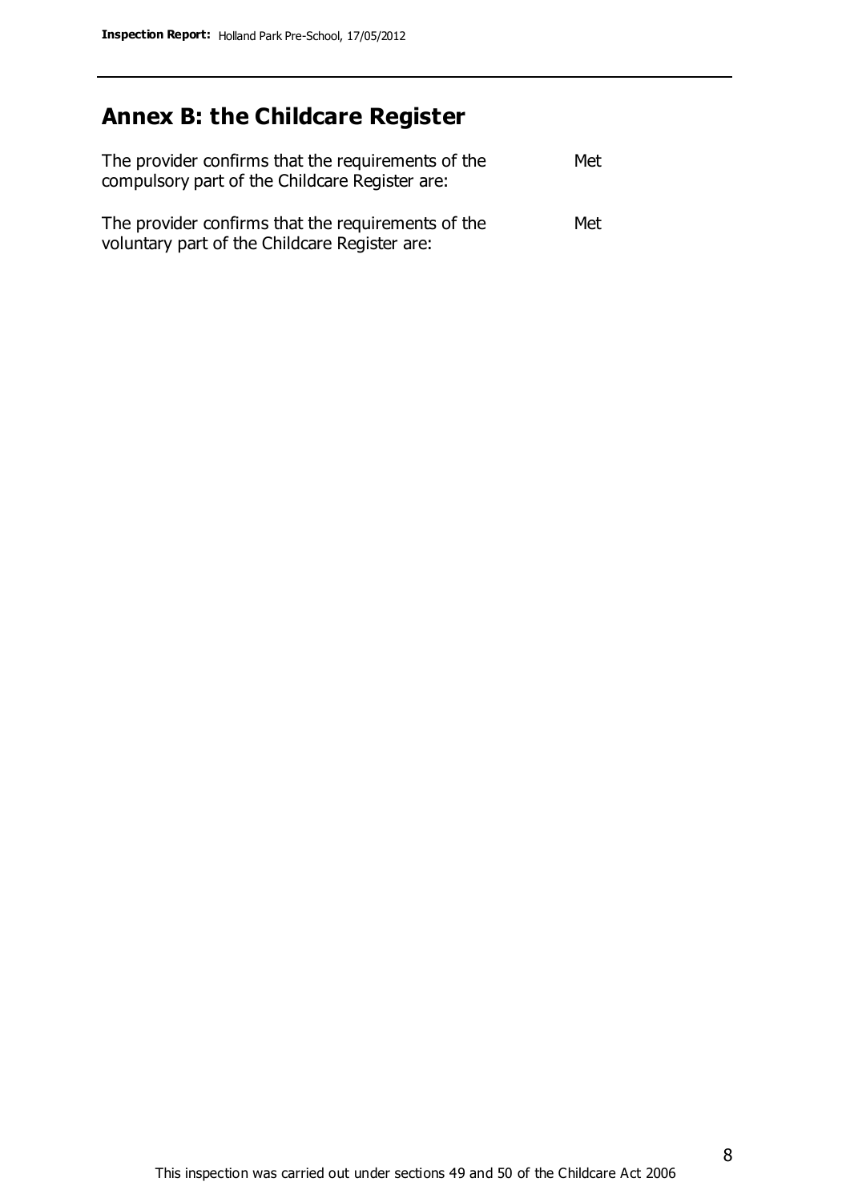## Annex B: the Childcare Register

| | |
|---|---|
| The provider confirms that the requirements of the compulsory part of the Childcare Register are: | Met |
| The provider confirms that the requirements of the voluntary part of the Childcare Register are: | Met |

This inspection was carried out under sections 49 and 50 of the Childcare Act 2006